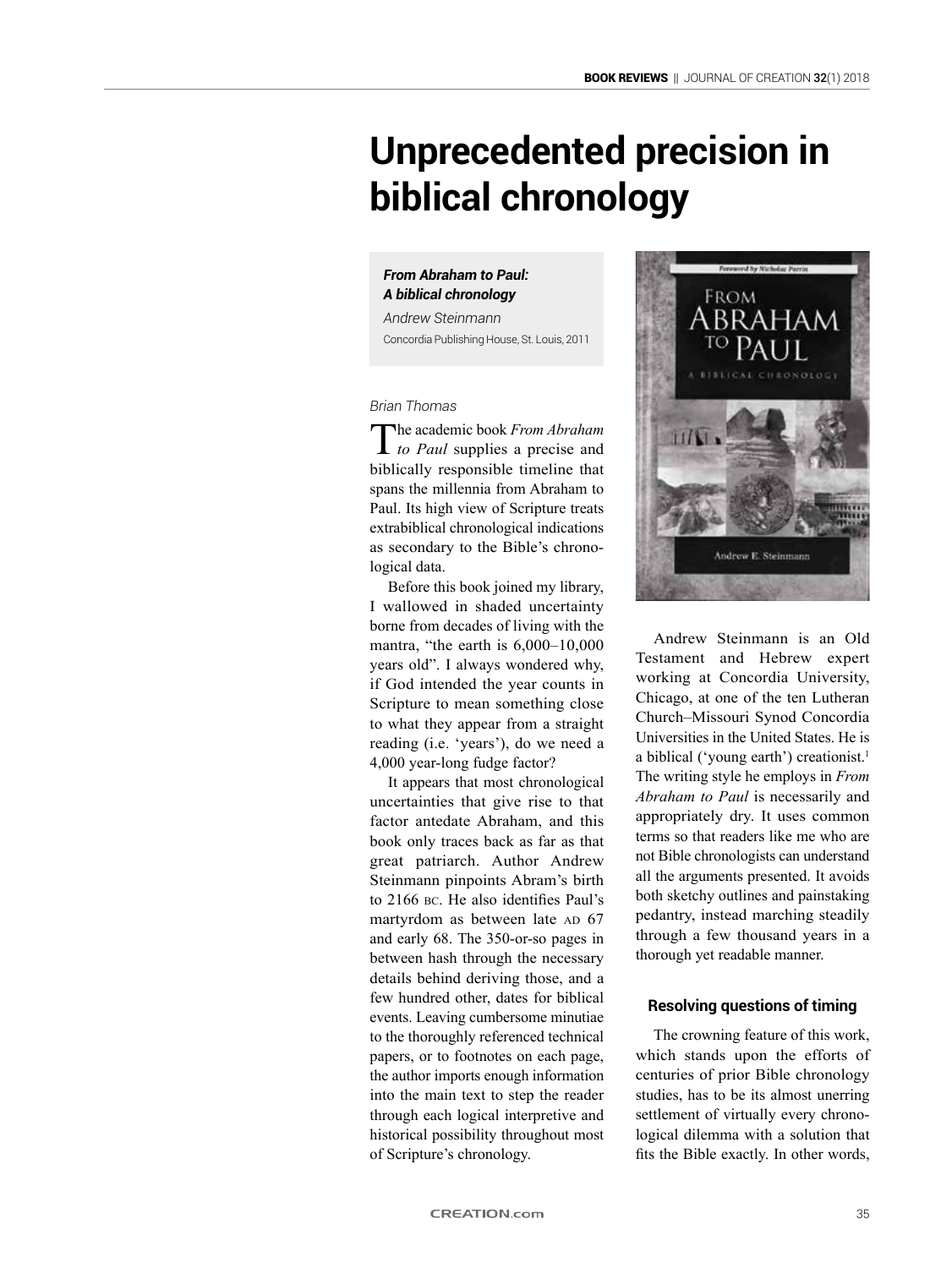# Unprecedented precision in biblical chronology

***From Abraham to Paul: A biblical chronology***

*Andrew Steinmann*

Concordia Publishing House, St. Louis, 2011

*Brian Thomas*

The academic book *From Abraham to Paul* supplies a precise and biblically responsible timeline that spans the millennia from Abraham to Paul. Its high view of Scripture treats extrabiblical chronological indications as secondary to the Bible's chronological data.

Before this book joined my library, I wallowed in shaded uncertainty borne from decades of living with the mantra, "the earth is 6,000–10,000 years old". I always wondered why, if God intended the year counts in Scripture to mean something close to what they appear from a straight reading (i.e. 'years'), do we need a 4,000 year-long fudge factor?

It appears that most chronological uncertainties that give rise to that factor antedate Abraham, and this book only traces back as far as that great patriarch. Author Andrew Steinmann pinpoints Abram's birth to 2166 BC. He also identifies Paul's martyrdom as between late AD 67 and early 68. The 350-or-so pages in between hash through the necessary details behind deriving those, and a few hundred other, dates for biblical events. Leaving cumbersome minutiae to the thoroughly referenced technical papers, or to footnotes on each page, the author imports enough information into the main text to step the reader through each logical interpretive and historical possibility throughout most of Scripture's chronology.

Andrew Steinmann is an Old Testament and Hebrew expert working at Concordia University, Chicago, at one of the ten Lutheran Church–Missouri Synod Concordia Universities in the United States. He is a biblical ('young earth') creationist.[1] The writing style he employs in *From Abraham to Paul* is necessarily and appropriately dry. It uses common terms so that readers like me who are not Bible chronologists can understand all the arguments presented. It avoids both sketchy outlines and painstaking pedantry, instead marching steadily through a few thousand years in a thorough yet readable manner.

### Resolving questions of timing

The crowning feature of this work, which stands upon the efforts of centuries of prior Bible chronology studies, has to be its almost unerring settlement of virtually every chronological dilemma with a solution that fits the Bible exactly. In other words,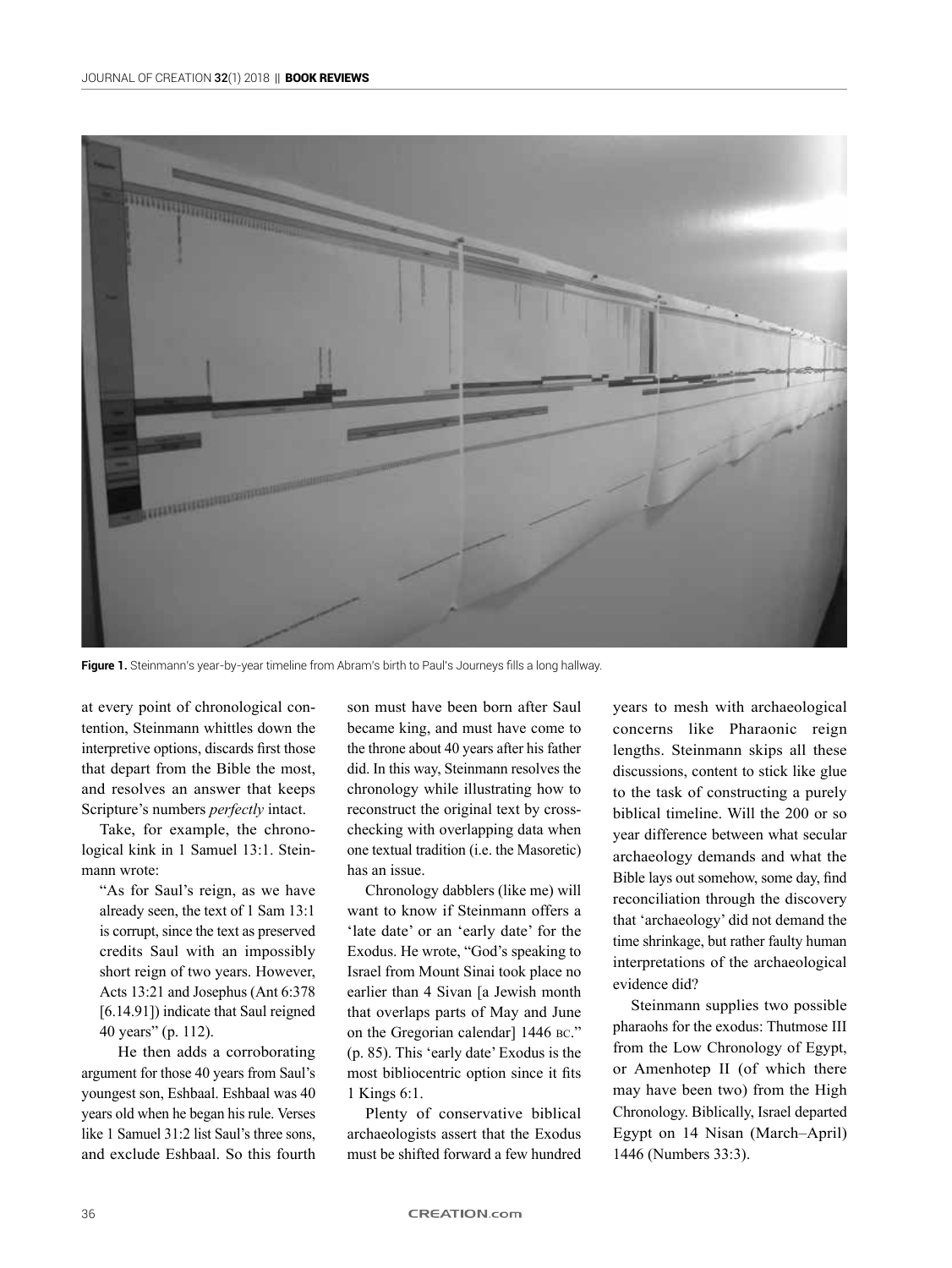Figure 1. Steinmann's year-by-year timeline from Abram's birth to Paul's Journeys fills a long hallway.

at every point of chronological contention, Steinmann whittles down the interpretive options, discards first those that depart from the Bible the most, and resolves an answer that keeps Scripture's numbers *perfectly* intact.

Take, for example, the chronological kink in 1 Samuel 13:1. Steinmann wrote:

> "As for Saul's reign, as we have already seen, the text of 1 Sam 13:1 is corrupt, since the text as preserved credits Saul with an impossibly short reign of two years. However, Acts 13:21 and Josephus (Ant 6:378 [6.14.91]) indicate that Saul reigned 40 years" (p. 112).

He then adds a corroborating argument for those 40 years from Saul's youngest son, Eshbaal. Eshbaal was 40 years old when he began his rule. Verses like 1 Samuel 31:2 list Saul's three sons, and exclude Eshbaal. So this fourth son must have been born after Saul became king, and must have come to the throne about 40 years after his father did. In this way, Steinmann resolves the chronology while illustrating how to reconstruct the original text by cross-checking with overlapping data when one textual tradition (i.e. the Masoretic) has an issue.

Chronology dabblers (like me) will want to know if Steinmann offers a 'late date' or an 'early date' for the Exodus. He wrote, "God's speaking to Israel from Mount Sinai took place no earlier than 4 Sivan [a Jewish month that overlaps parts of May and June on the Gregorian calendar] 1446 BC." (p. 85). This 'early date' Exodus is the most bibliocentric option since it fits 1 Kings 6:1.

Plenty of conservative biblical archaeologists assert that the Exodus must be shifted forward a few hundred years to mesh with archaeological concerns like Pharaonic reign lengths. Steinmann skips all these discussions, content to stick like glue to the task of constructing a purely biblical timeline. Will the 200 or so year difference between what secular archaeology demands and what the Bible lays out somehow, some day, find reconciliation through the discovery that 'archaeology' did not demand the time shrinkage, but rather faulty human interpretations of the archaeological evidence did?

Steinmann supplies two possible pharaohs for the exodus: Thutmose III from the Low Chronology of Egypt, or Amenhotep II (of which there may have been two) from the High Chronology. Biblically, Israel departed Egypt on 14 Nisan (March–April) 1446 (Numbers 33:3).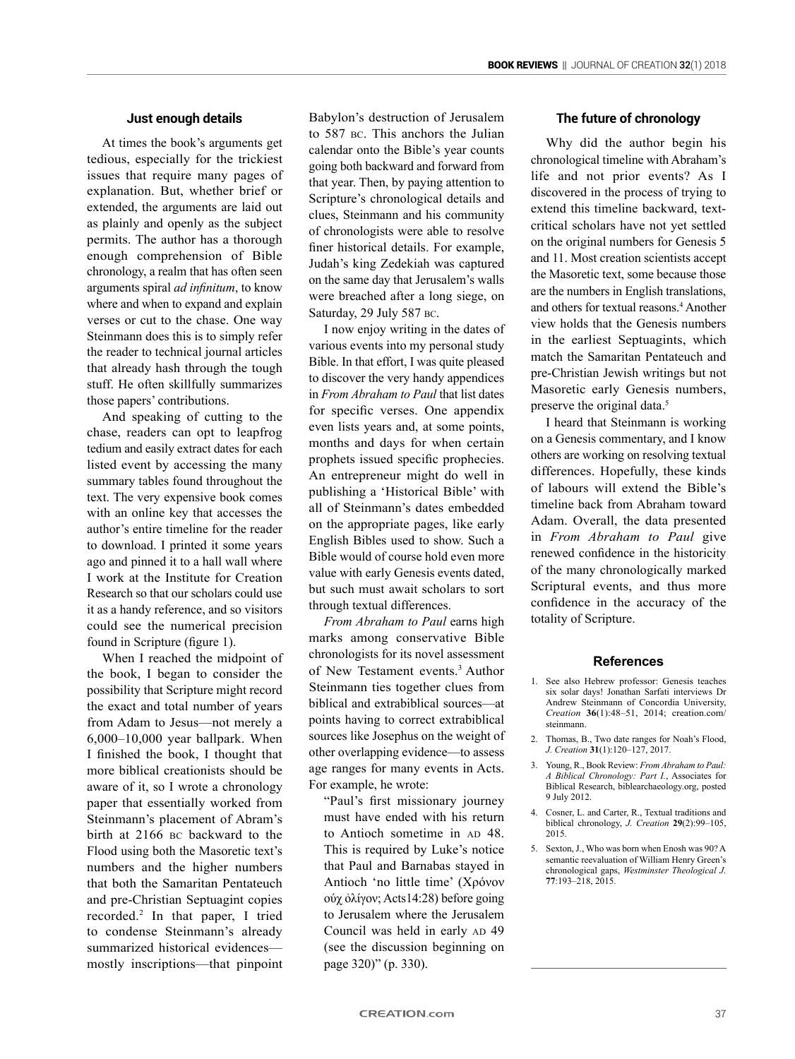### Just enough details

At times the book's arguments get tedious, especially for the trickiest issues that require many pages of explanation. But, whether brief or extended, the arguments are laid out as plainly and openly as the subject permits. The author has a thorough enough comprehension of Bible chronology, a realm that has often seen arguments spiral *ad infinitum*, to know where and when to expand and explain verses or cut to the chase. One way Steinmann does this is to simply refer the reader to technical journal articles that already hash through the tough stuff. He often skillfully summarizes those papers' contributions.

And speaking of cutting to the chase, readers can opt to leapfrog tedium and easily extract dates for each listed event by accessing the many summary tables found throughout the text. The very expensive book comes with an online key that accesses the author's entire timeline for the reader to download. I printed it some years ago and pinned it to a hall wall where I work at the Institute for Creation Research so that our scholars could use it as a handy reference, and so visitors could see the numerical precision found in Scripture (figure 1).

When I reached the midpoint of the book, I began to consider the possibility that Scripture might record the exact and total number of years from Adam to Jesus—not merely a 6,000–10,000 year ballpark. When I finished the book, I thought that more biblical creationists should be aware of it, so I wrote a chronology paper that essentially worked from Steinmann's placement of Abram's birth at 2166 BC backward to the Flood using both the Masoretic text's numbers and the higher numbers that both the Samaritan Pentateuch and pre-Christian Septuagint copies recorded.[2] In that paper, I tried to condense Steinmann's already summarized historical evidences—mostly inscriptions—that pinpoint Babylon's destruction of Jerusalem to 587 BC. This anchors the Julian calendar onto the Bible's year counts going both backward and forward from that year. Then, by paying attention to Scripture's chronological details and clues, Steinmann and his community of chronologists were able to resolve finer historical details. For example, Judah's king Zedekiah was captured on the same day that Jerusalem's walls were breached after a long siege, on Saturday, 29 July 587 BC.

I now enjoy writing in the dates of various events into my personal study Bible. In that effort, I was quite pleased to discover the very handy appendices in *From Abraham to Paul* that list dates for specific verses. One appendix even lists years and, at some points, months and days for when certain prophets issued specific prophecies. An entrepreneur might do well in publishing a 'Historical Bible' with all of Steinmann's dates embedded on the appropriate pages, like early English Bibles used to show. Such a Bible would of course hold even more value with early Genesis events dated, but such must await scholars to sort through textual differences.

*From Abraham to Paul* earns high marks among conservative Bible chronologists for its novel assessment of New Testament events.[3] Author Steinmann ties together clues from biblical and extrabiblical sources—at points having to correct extrabiblical sources like Josephus on the weight of other overlapping evidence—to assess age ranges for many events in Acts. For example, he wrote:

> "Paul's first missionary journey must have ended with his return to Antioch sometime in AD 48. This is required by Luke's notice that Paul and Barnabas stayed in Antioch 'no little time' (Χρόνον οὐχ ὀλίγον; Acts14:28) before going to Jerusalem where the Jerusalem Council was held in early AD 49 (see the discussion beginning on page 320)" (p. 330).

### The future of chronology

Why did the author begin his chronological timeline with Abraham's life and not prior events? As I discovered in the process of trying to extend this timeline backward, text-critical scholars have not yet settled on the original numbers for Genesis 5 and 11. Most creation scientists accept the Masoretic text, some because those are the numbers in English translations, and others for textual reasons.[4] Another view holds that the Genesis numbers in the earliest Septuagints, which match the Samaritan Pentateuch and pre-Christian Jewish writings but not Masoretic early Genesis numbers, preserve the original data.[5]

I heard that Steinmann is working on a Genesis commentary, and I know others are working on resolving textual differences. Hopefully, these kinds of labours will extend the Bible's timeline back from Abraham toward Adam. Overall, the data presented in *From Abraham to Paul* give renewed confidence in the historicity of the many chronologically marked Scriptural events, and thus more confidence in the accuracy of the totality of Scripture.

### References

1. See also Hebrew professor: Genesis teaches six solar days! Jonathan Sarfati interviews Dr Andrew Steinmann of Concordia University, *Creation* **36**(1):48–51, 2014; creation.com/steinmann.
2. Thomas, B., Two date ranges for Noah's Flood, *J. Creation* **31**(1):120–127, 2017.
3. Young, R., Book Review: *From Abraham to Paul: A Biblical Chronology: Part I*., Associates for Biblical Research, biblearchaeology.org, posted 9 July 2012.
4. Cosner, L. and Carter, R., Textual traditions and biblical chronology, *J. Creation* **29**(2):99–105, 2015.
5. Sexton, J., Who was born when Enosh was 90? A semantic reevaluation of William Henry Green's chronological gaps, *Westminster Theological J.* **77**:193–218, 2015.